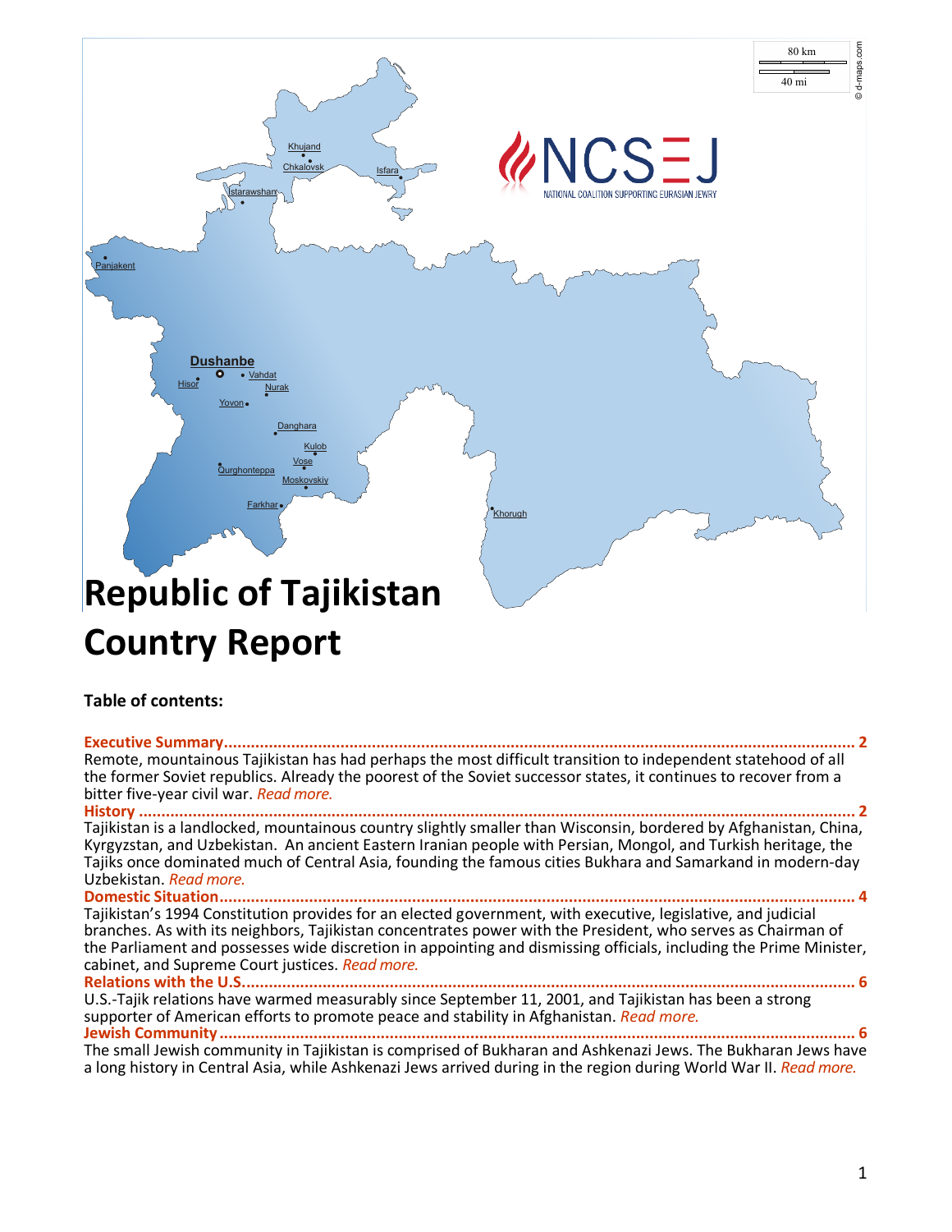# Republic of Tajikistan Country Report

**Table of contents:**

**Executive Summary** ........................................................................................................ 2
Remote, mountainous Tajikistan has had perhaps the most difficult transition to independent statehood of all the former Soviet republics. Already the poorest of the Soviet successor states, it continues to recover from a bitter five-year civil war. *Read more.*

**History** ........................................................................................................ 2
Tajikistan is a landlocked, mountainous country slightly smaller than Wisconsin, bordered by Afghanistan, China, Kyrgyzstan, and Uzbekistan. An ancient Eastern Iranian people with Persian, Mongol, and Turkish heritage, the Tajiks once dominated much of Central Asia, founding the famous cities Bukhara and Samarkand in modern-day Uzbekistan. *Read more.*

**Domestic Situation** ........................................................................................................ 4
Tajikistan's 1994 Constitution provides for an elected government, with executive, legislative, and judicial branches. As with its neighbors, Tajikistan concentrates power with the President, who serves as Chairman of the Parliament and possesses wide discretion in appointing and dismissing officials, including the Prime Minister, cabinet, and Supreme Court justices. *Read more.*

**Relations with the U.S.** ........................................................................................................ 6
U.S.-Tajik relations have warmed measurably since September 11, 2001, and Tajikistan has been a strong supporter of American efforts to promote peace and stability in Afghanistan. *Read more.*

**Jewish Community** ........................................................................................................ 6
The small Jewish community in Tajikistan is comprised of Bukharan and Ashkenazi Jews. The Bukharan Jews have a long history in Central Asia, while Ashkenazi Jews arrived during in the region during World War II. *Read more.*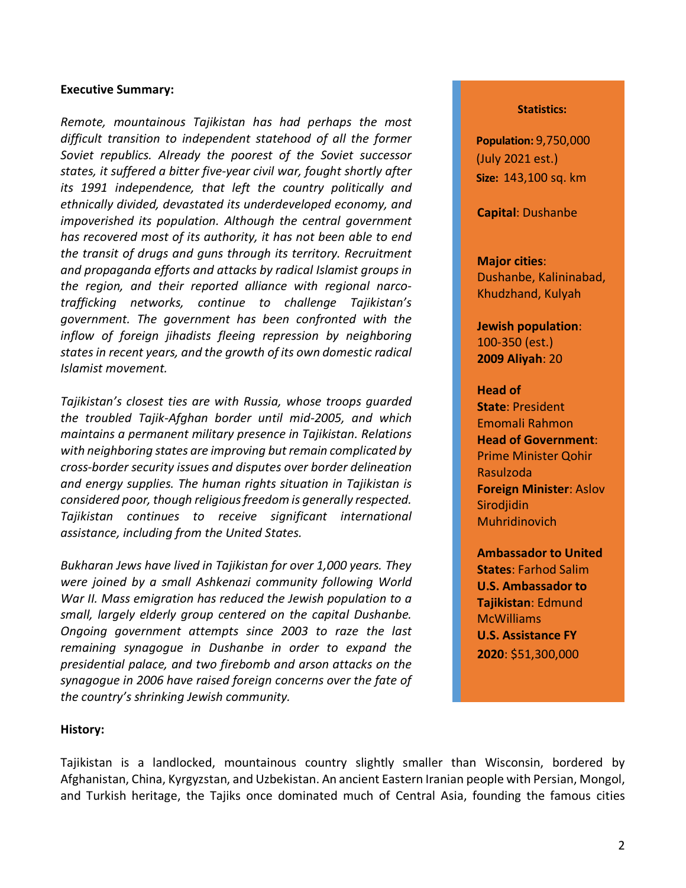**Executive Summary:**

*Remote, mountainous Tajikistan has had perhaps the most difficult transition to independent statehood of all the former Soviet republics. Already the poorest of the Soviet successor states, it suffered a bitter five-year civil war, fought shortly after its 1991 independence, that left the country politically and ethnically divided, devastated its underdeveloped economy, and impoverished its population. Although the central government has recovered most of its authority, it has not been able to end the transit of drugs and guns through its territory. Recruitment and propaganda efforts and attacks by radical Islamist groups in the region, and their reported alliance with regional narco-trafficking networks, continue to challenge Tajikistan's government. The government has been confronted with the inflow of foreign jihadists fleeing repression by neighboring states in recent years, and the growth of its own domestic radical Islamist movement.*

*Tajikistan's closest ties are with Russia, whose troops guarded the troubled Tajik-Afghan border until mid-2005, and which maintains a permanent military presence in Tajikistan. Relations with neighboring states are improving but remain complicated by cross-border security issues and disputes over border delineation and energy supplies. The human rights situation in Tajikistan is considered poor, though religious freedom is generally respected. Tajikistan continues to receive significant international assistance, including from the United States.*

*Bukharan Jews have lived in Tajikistan for over 1,000 years. They were joined by a small Ashkenazi community following World War II. Mass emigration has reduced the Jewish population to a small, largely elderly group centered on the capital Dushanbe. Ongoing government attempts since 2003 to raze the last remaining synagogue in Dushanbe in order to expand the presidential palace, and two firebomb and arson attacks on the synagogue in 2006 have raised foreign concerns over the fate of the country's shrinking Jewish community.*

**Statistics:**

**Population:** 9,750,000 (July 2021 est.)
**Size:** 143,100 sq. km

**Capital**: Dushanbe

**Major cities**: Dushanbe, Kalininabad, Khudzhand, Kulyah

**Jewish population**: 100-350 (est.)
**2009 Aliyah**: 20

**Head of State**: President Emomali Rahmon
**Head of Government**: Prime Minister Qohir Rasulzoda
**Foreign Minister**: Aslov Sirodjidin Muhridinovich

**Ambassador to United States**: Farhod Salim
**U.S. Ambassador to Tajikistan**: Edmund McWilliams
**U.S. Assistance FY 2020**: $51,300,000

**History:**

Tajikistan is a landlocked, mountainous country slightly smaller than Wisconsin, bordered by Afghanistan, China, Kyrgyzstan, and Uzbekistan. An ancient Eastern Iranian people with Persian, Mongol, and Turkish heritage, the Tajiks once dominated much of Central Asia, founding the famous cities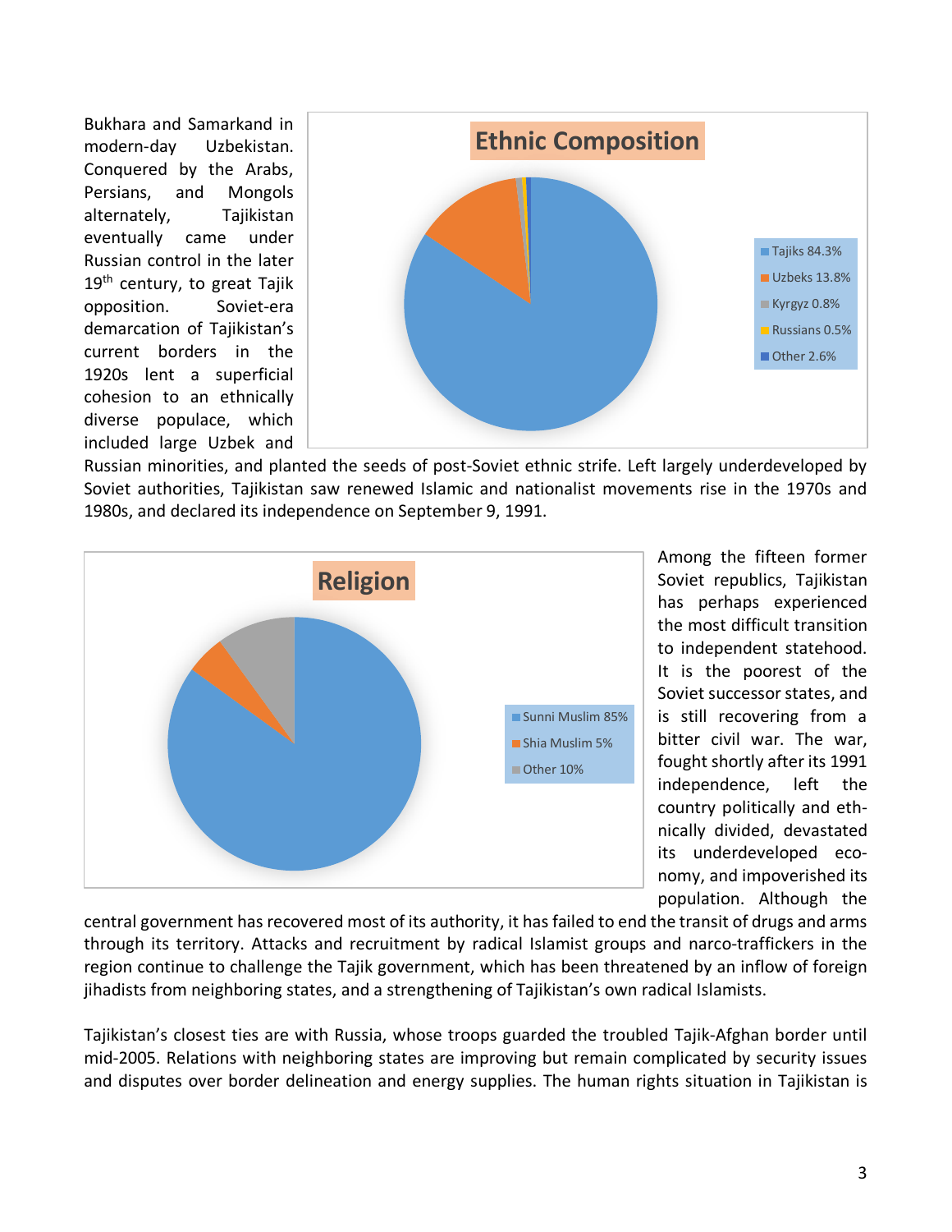Bukhara and Samarkand in modern-day Uzbekistan. Conquered by the Arabs, Persians, and Mongols alternately, Tajikistan eventually came under Russian control in the later 19th century, to great Tajik opposition. Soviet-era demarcation of Tajikistan's current borders in the 1920s lent a superficial cohesion to an ethnically diverse populace, which included large Uzbek and Russian minorities, and planted the seeds of post-Soviet ethnic strife. Left largely underdeveloped by Soviet authorities, Tajikistan saw renewed Islamic and nationalist movements rise in the 1970s and 1980s, and declared its independence on September 9, 1991.

**Ethnic Composition**

- Tajiks 84.3%
- Uzbeks 13.8%
- Kyrgyz 0.8%
- Russians 0.5%
- Other 2.6%

**Religion**

- Sunni Muslim 85%
- Shia Muslim 5%
- Other 10%

Among the fifteen former Soviet republics, Tajikistan has perhaps experienced the most difficult transition to independent statehood. It is the poorest of the Soviet successor states, and is still recovering from a bitter civil war. The war, fought shortly after its 1991 independence, left the country politically and ethnically divided, devastated its underdeveloped economy, and impoverished its population. Although the central government has recovered most of its authority, it has failed to end the transit of drugs and arms through its territory. Attacks and recruitment by radical Islamist groups and narco-traffickers in the region continue to challenge the Tajik government, which has been threatened by an inflow of foreign jihadists from neighboring states, and a strengthening of Tajikistan's own radical Islamists.

Tajikistan's closest ties are with Russia, whose troops guarded the troubled Tajik-Afghan border until mid-2005. Relations with neighboring states are improving but remain complicated by security issues and disputes over border delineation and energy supplies. The human rights situation in Tajikistan is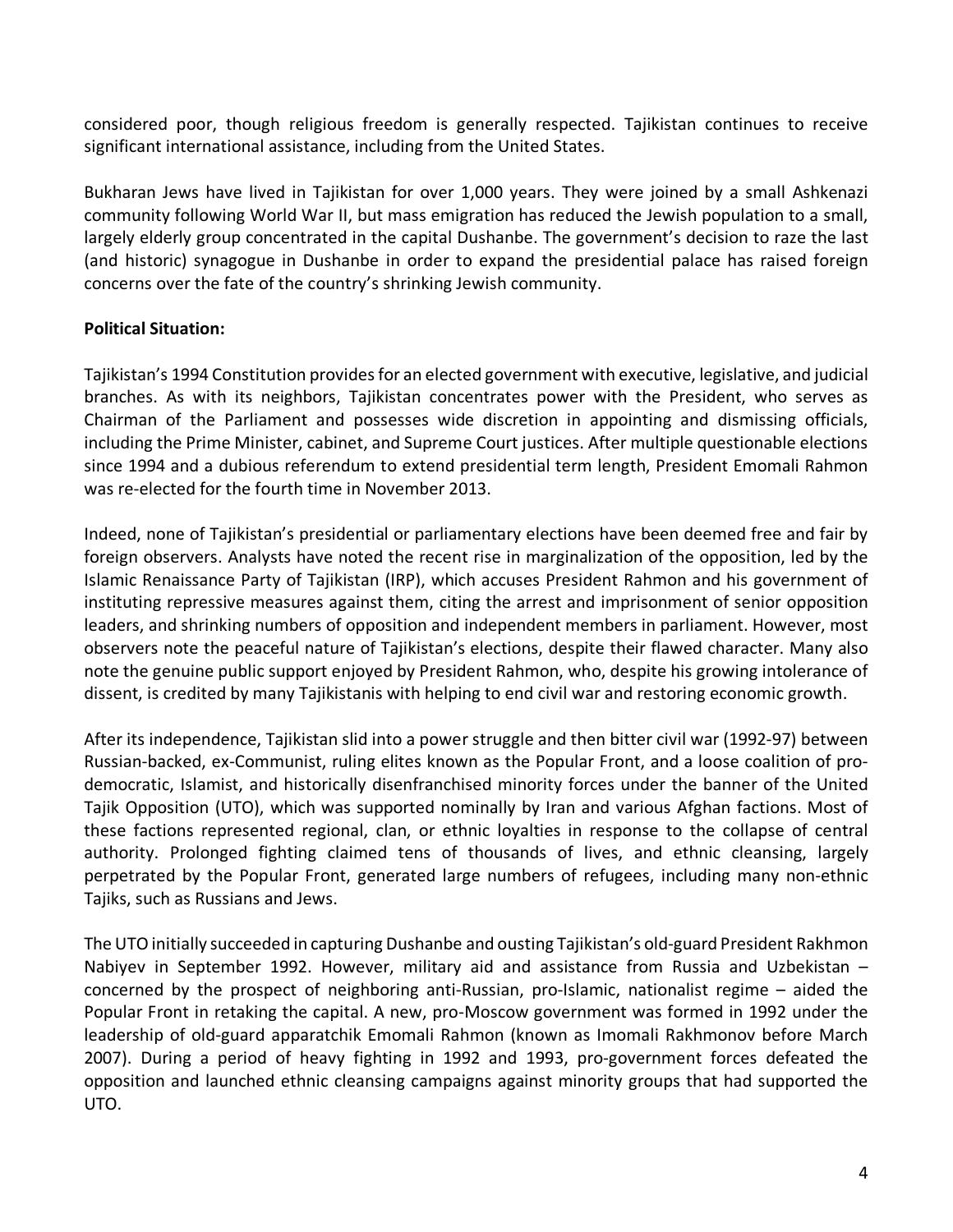considered poor, though religious freedom is generally respected. Tajikistan continues to receive significant international assistance, including from the United States.

Bukharan Jews have lived in Tajikistan for over 1,000 years. They were joined by a small Ashkenazi community following World War II, but mass emigration has reduced the Jewish population to a small, largely elderly group concentrated in the capital Dushanbe. The government's decision to raze the last (and historic) synagogue in Dushanbe in order to expand the presidential palace has raised foreign concerns over the fate of the country's shrinking Jewish community.

**Political Situation:**

Tajikistan's 1994 Constitution provides for an elected government with executive, legislative, and judicial branches. As with its neighbors, Tajikistan concentrates power with the President, who serves as Chairman of the Parliament and possesses wide discretion in appointing and dismissing officials, including the Prime Minister, cabinet, and Supreme Court justices. After multiple questionable elections since 1994 and a dubious referendum to extend presidential term length, President Emomali Rahmon was re-elected for the fourth time in November 2013.

Indeed, none of Tajikistan's presidential or parliamentary elections have been deemed free and fair by foreign observers. Analysts have noted the recent rise in marginalization of the opposition, led by the Islamic Renaissance Party of Tajikistan (IRP), which accuses President Rahmon and his government of instituting repressive measures against them, citing the arrest and imprisonment of senior opposition leaders, and shrinking numbers of opposition and independent members in parliament. However, most observers note the peaceful nature of Tajikistan's elections, despite their flawed character. Many also note the genuine public support enjoyed by President Rahmon, who, despite his growing intolerance of dissent, is credited by many Tajikistanis with helping to end civil war and restoring economic growth.

After its independence, Tajikistan slid into a power struggle and then bitter civil war (1992-97) between Russian-backed, ex-Communist, ruling elites known as the Popular Front, and a loose coalition of pro-democratic, Islamist, and historically disenfranchised minority forces under the banner of the United Tajik Opposition (UTO), which was supported nominally by Iran and various Afghan factions. Most of these factions represented regional, clan, or ethnic loyalties in response to the collapse of central authority. Prolonged fighting claimed tens of thousands of lives, and ethnic cleansing, largely perpetrated by the Popular Front, generated large numbers of refugees, including many non-ethnic Tajiks, such as Russians and Jews.

The UTO initially succeeded in capturing Dushanbe and ousting Tajikistan's old-guard President Rakhmon Nabiyev in September 1992. However, military aid and assistance from Russia and Uzbekistan – concerned by the prospect of neighboring anti-Russian, pro-Islamic, nationalist regime – aided the Popular Front in retaking the capital. A new, pro-Moscow government was formed in 1992 under the leadership of old-guard apparatchik Emomali Rahmon (known as Imomali Rakhmonov before March 2007). During a period of heavy fighting in 1992 and 1993, pro-government forces defeated the opposition and launched ethnic cleansing campaigns against minority groups that had supported the UTO.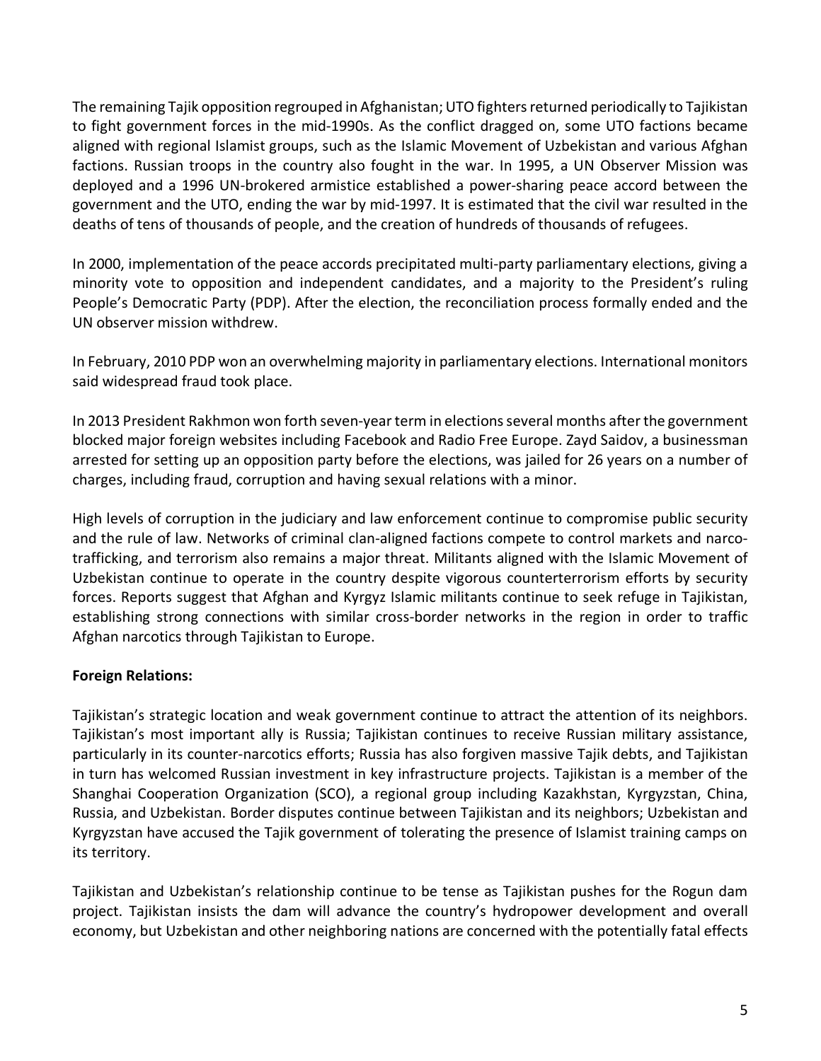The remaining Tajik opposition regrouped in Afghanistan; UTO fighters returned periodically to Tajikistan to fight government forces in the mid-1990s. As the conflict dragged on, some UTO factions became aligned with regional Islamist groups, such as the Islamic Movement of Uzbekistan and various Afghan factions. Russian troops in the country also fought in the war. In 1995, a UN Observer Mission was deployed and a 1996 UN-brokered armistice established a power-sharing peace accord between the government and the UTO, ending the war by mid-1997. It is estimated that the civil war resulted in the deaths of tens of thousands of people, and the creation of hundreds of thousands of refugees.

In 2000, implementation of the peace accords precipitated multi-party parliamentary elections, giving a minority vote to opposition and independent candidates, and a majority to the President's ruling People's Democratic Party (PDP). After the election, the reconciliation process formally ended and the UN observer mission withdrew.

In February, 2010 PDP won an overwhelming majority in parliamentary elections. International monitors said widespread fraud took place.

In 2013 President Rakhmon won forth seven-year term in elections several months after the government blocked major foreign websites including Facebook and Radio Free Europe. Zayd Saidov, a businessman arrested for setting up an opposition party before the elections, was jailed for 26 years on a number of charges, including fraud, corruption and having sexual relations with a minor.

High levels of corruption in the judiciary and law enforcement continue to compromise public security and the rule of law. Networks of criminal clan-aligned factions compete to control markets and narco-trafficking, and terrorism also remains a major threat. Militants aligned with the Islamic Movement of Uzbekistan continue to operate in the country despite vigorous counterterrorism efforts by security forces. Reports suggest that Afghan and Kyrgyz Islamic militants continue to seek refuge in Tajikistan, establishing strong connections with similar cross-border networks in the region in order to traffic Afghan narcotics through Tajikistan to Europe.

**Foreign Relations:**

Tajikistan's strategic location and weak government continue to attract the attention of its neighbors. Tajikistan's most important ally is Russia; Tajikistan continues to receive Russian military assistance, particularly in its counter-narcotics efforts; Russia has also forgiven massive Tajik debts, and Tajikistan in turn has welcomed Russian investment in key infrastructure projects. Tajikistan is a member of the Shanghai Cooperation Organization (SCO), a regional group including Kazakhstan, Kyrgyzstan, China, Russia, and Uzbekistan. Border disputes continue between Tajikistan and its neighbors; Uzbekistan and Kyrgyzstan have accused the Tajik government of tolerating the presence of Islamist training camps on its territory.

Tajikistan and Uzbekistan's relationship continue to be tense as Tajikistan pushes for the Rogun dam project. Tajikistan insists the dam will advance the country's hydropower development and overall economy, but Uzbekistan and other neighboring nations are concerned with the potentially fatal effects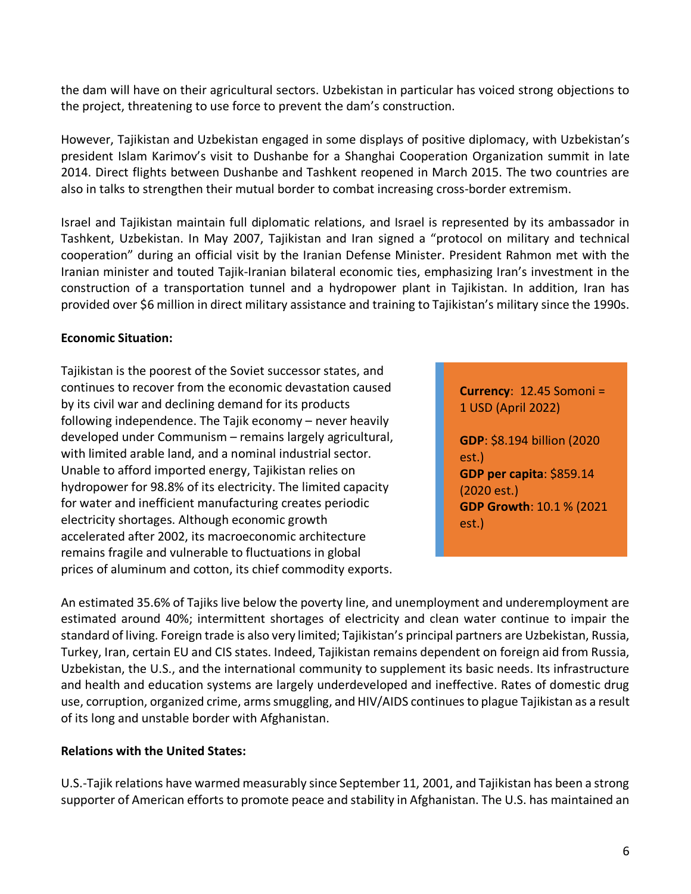the dam will have on their agricultural sectors. Uzbekistan in particular has voiced strong objections to the project, threatening to use force to prevent the dam's construction.

However, Tajikistan and Uzbekistan engaged in some displays of positive diplomacy, with Uzbekistan's president Islam Karimov's visit to Dushanbe for a Shanghai Cooperation Organization summit in late 2014. Direct flights between Dushanbe and Tashkent reopened in March 2015. The two countries are also in talks to strengthen their mutual border to combat increasing cross-border extremism.

Israel and Tajikistan maintain full diplomatic relations, and Israel is represented by its ambassador in Tashkent, Uzbekistan. In May 2007, Tajikistan and Iran signed a "protocol on military and technical cooperation" during an official visit by the Iranian Defense Minister. President Rahmon met with the Iranian minister and touted Tajik-Iranian bilateral economic ties, emphasizing Iran's investment in the construction of a transportation tunnel and a hydropower plant in Tajikistan. In addition, Iran has provided over $6 million in direct military assistance and training to Tajikistan's military since the 1990s.

**Economic Situation:**

Tajikistan is the poorest of the Soviet successor states, and continues to recover from the economic devastation caused by its civil war and declining demand for its products following independence. The Tajik economy – never heavily developed under Communism – remains largely agricultural, with limited arable land, and a nominal industrial sector. Unable to afford imported energy, Tajikistan relies on hydropower for 98.8% of its electricity. The limited capacity for water and inefficient manufacturing creates periodic electricity shortages. Although economic growth accelerated after 2002, its macroeconomic architecture remains fragile and vulnerable to fluctuations in global prices of aluminum and cotton, its chief commodity exports.

**Currency**: 12.45 Somoni = 1 USD (April 2022)

**GDP**: $8.194 billion (2020 est.)
**GDP per capita**: $859.14 (2020 est.)
**GDP Growth**: 10.1 % (2021 est.)

An estimated 35.6% of Tajiks live below the poverty line, and unemployment and underemployment are estimated around 40%; intermittent shortages of electricity and clean water continue to impair the standard of living. Foreign trade is also very limited; Tajikistan's principal partners are Uzbekistan, Russia, Turkey, Iran, certain EU and CIS states. Indeed, Tajikistan remains dependent on foreign aid from Russia, Uzbekistan, the U.S., and the international community to supplement its basic needs. Its infrastructure and health and education systems are largely underdeveloped and ineffective. Rates of domestic drug use, corruption, organized crime, arms smuggling, and HIV/AIDS continues to plague Tajikistan as a result of its long and unstable border with Afghanistan.

**Relations with the United States:**

U.S.-Tajik relations have warmed measurably since September 11, 2001, and Tajikistan has been a strong supporter of American efforts to promote peace and stability in Afghanistan. The U.S. has maintained an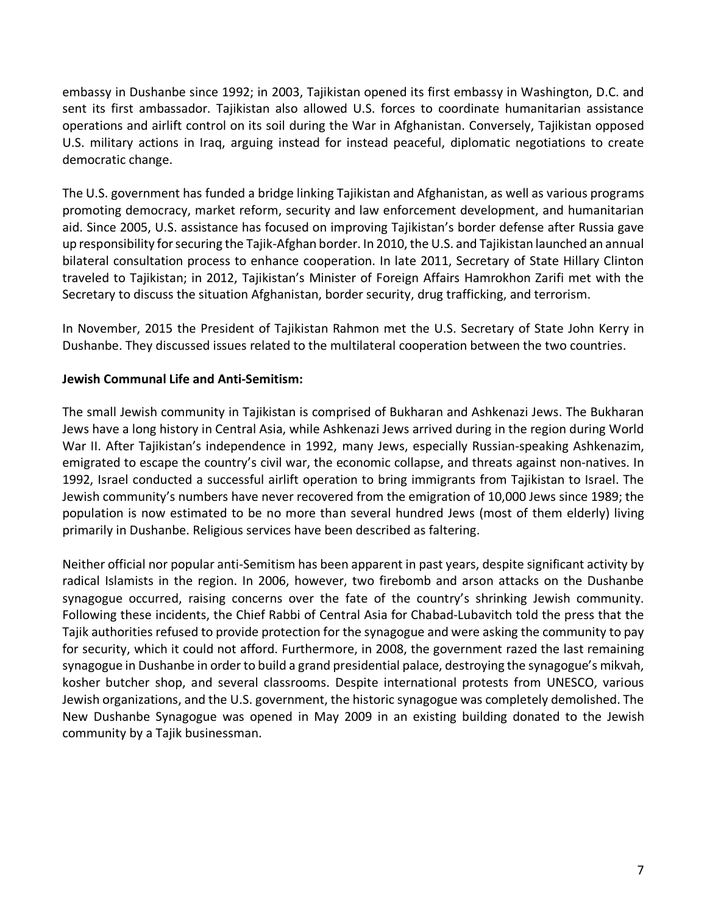embassy in Dushanbe since 1992; in 2003, Tajikistan opened its first embassy in Washington, D.C. and sent its first ambassador. Tajikistan also allowed U.S. forces to coordinate humanitarian assistance operations and airlift control on its soil during the War in Afghanistan. Conversely, Tajikistan opposed U.S. military actions in Iraq, arguing instead for instead peaceful, diplomatic negotiations to create democratic change.

The U.S. government has funded a bridge linking Tajikistan and Afghanistan, as well as various programs promoting democracy, market reform, security and law enforcement development, and humanitarian aid. Since 2005, U.S. assistance has focused on improving Tajikistan's border defense after Russia gave up responsibility for securing the Tajik-Afghan border. In 2010, the U.S. and Tajikistan launched an annual bilateral consultation process to enhance cooperation. In late 2011, Secretary of State Hillary Clinton traveled to Tajikistan; in 2012, Tajikistan's Minister of Foreign Affairs Hamrokhon Zarifi met with the Secretary to discuss the situation Afghanistan, border security, drug trafficking, and terrorism.

In November, 2015 the President of Tajikistan Rahmon met the U.S. Secretary of State John Kerry in Dushanbe. They discussed issues related to the multilateral cooperation between the two countries.

**Jewish Communal Life and Anti-Semitism:**

The small Jewish community in Tajikistan is comprised of Bukharan and Ashkenazi Jews. The Bukharan Jews have a long history in Central Asia, while Ashkenazi Jews arrived during in the region during World War II. After Tajikistan's independence in 1992, many Jews, especially Russian-speaking Ashkenazim, emigrated to escape the country's civil war, the economic collapse, and threats against non-natives. In 1992, Israel conducted a successful airlift operation to bring immigrants from Tajikistan to Israel. The Jewish community's numbers have never recovered from the emigration of 10,000 Jews since 1989; the population is now estimated to be no more than several hundred Jews (most of them elderly) living primarily in Dushanbe. Religious services have been described as faltering.

Neither official nor popular anti-Semitism has been apparent in past years, despite significant activity by radical Islamists in the region. In 2006, however, two firebomb and arson attacks on the Dushanbe synagogue occurred, raising concerns over the fate of the country's shrinking Jewish community. Following these incidents, the Chief Rabbi of Central Asia for Chabad-Lubavitch told the press that the Tajik authorities refused to provide protection for the synagogue and were asking the community to pay for security, which it could not afford. Furthermore, in 2008, the government razed the last remaining synagogue in Dushanbe in order to build a grand presidential palace, destroying the synagogue's mikvah, kosher butcher shop, and several classrooms. Despite international protests from UNESCO, various Jewish organizations, and the U.S. government, the historic synagogue was completely demolished. The New Dushanbe Synagogue was opened in May 2009 in an existing building donated to the Jewish community by a Tajik businessman.